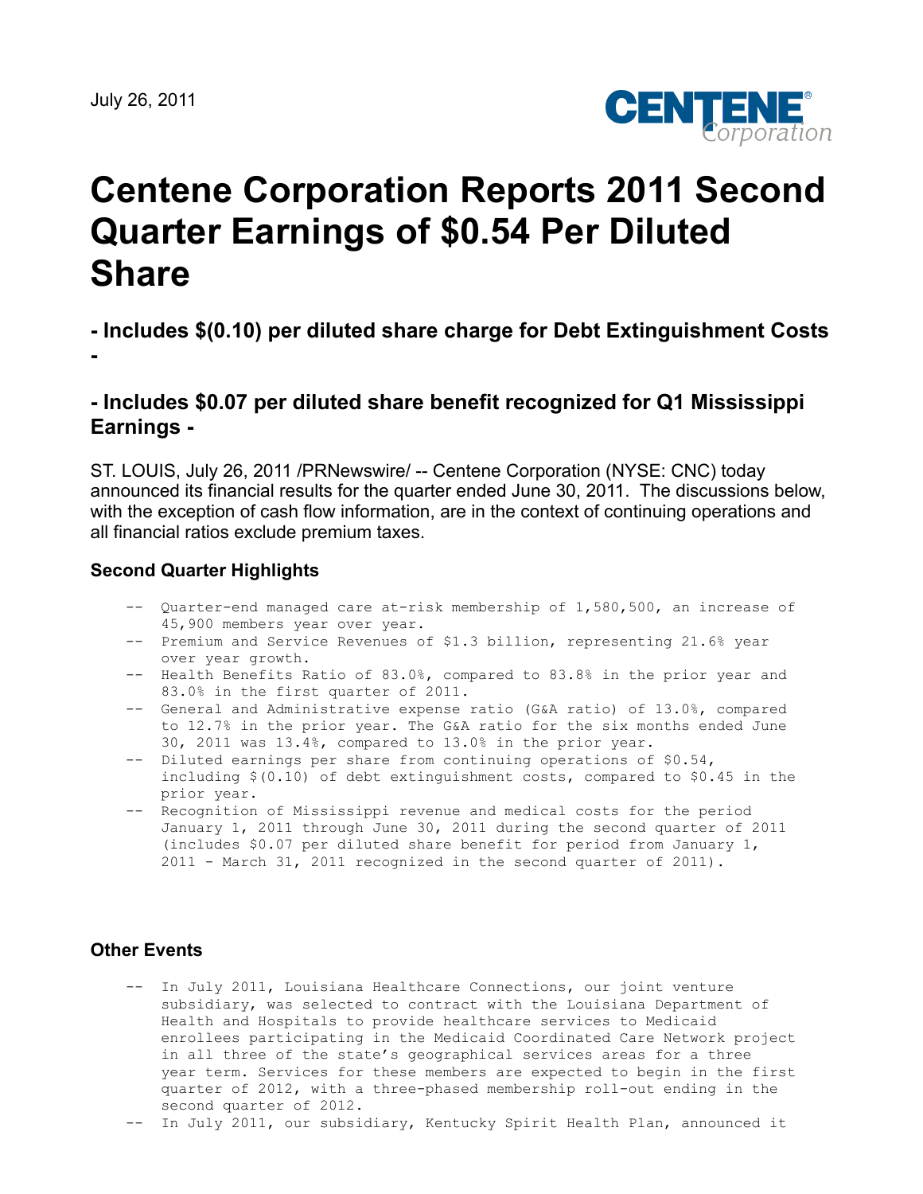July 26, 2011

# Centene Corporation Reports 2011 Second Quarter Earnings of $0.54 Per Diluted Share

## - Includes $(0.10) per diluted share charge for Debt Extinguishment Costs -

## - Includes $0.07 per diluted share benefit recognized for Q1 Mississippi Earnings -

ST. LOUIS, July 26, 2011 /PRNewswire/ -- Centene Corporation (NYSE: CNC) today announced its financial results for the quarter ended June 30, 2011. The discussions below, with the exception of cash flow information, are in the context of continuing operations and all financial ratios exclude premium taxes.

### Second Quarter Highlights

- Quarter-end managed care at-risk membership of 1,580,500, an increase of 45,900 members year over year.
- Premium and Service Revenues of $1.3 billion, representing 21.6% year over year growth.
- Health Benefits Ratio of 83.0%, compared to 83.8% in the prior year and 83.0% in the first quarter of 2011.
- General and Administrative expense ratio (G&A ratio) of 13.0%, compared to 12.7% in the prior year. The G&A ratio for the six months ended June 30, 2011 was 13.4%, compared to 13.0% in the prior year.
- Diluted earnings per share from continuing operations of $0.54, including $(0.10) of debt extinguishment costs, compared to $0.45 in the prior year.
- Recognition of Mississippi revenue and medical costs for the period January 1, 2011 through June 30, 2011 during the second quarter of 2011 (includes $0.07 per diluted share benefit for period from January 1, 2011 - March 31, 2011 recognized in the second quarter of 2011).

### Other Events

- In July 2011, Louisiana Healthcare Connections, our joint venture subsidiary, was selected to contract with the Louisiana Department of Health and Hospitals to provide healthcare services to Medicaid enrollees participating in the Medicaid Coordinated Care Network project in all three of the state's geographical services areas for a three year term. Services for these members are expected to begin in the first quarter of 2012, with a three-phased membership roll-out ending in the second quarter of 2012.
- In July 2011, our subsidiary, Kentucky Spirit Health Plan, announced it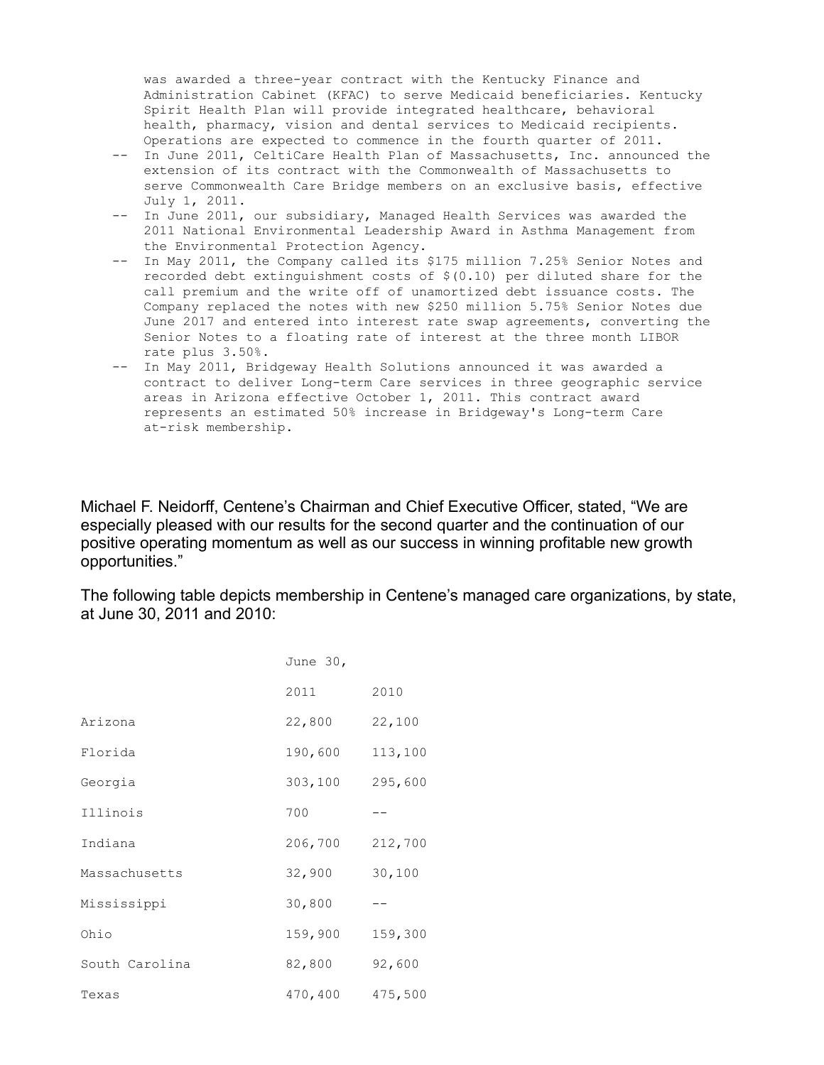was awarded a three-year contract with the Kentucky Finance and Administration Cabinet (KFAC) to serve Medicaid beneficiaries. Kentucky Spirit Health Plan will provide integrated healthcare, behavioral health, pharmacy, vision and dental services to Medicaid recipients. Operations are expected to commence in the fourth quarter of 2011.

- In June 2011, CeltiCare Health Plan of Massachusetts, Inc. announced the extension of its contract with the Commonwealth of Massachusetts to serve Commonwealth Care Bridge members on an exclusive basis, effective July 1, 2011.
- In June 2011, our subsidiary, Managed Health Services was awarded the 2011 National Environmental Leadership Award in Asthma Management from the Environmental Protection Agency.
- In May 2011, the Company called its $175 million 7.25% Senior Notes and recorded debt extinguishment costs of $(0.10) per diluted share for the call premium and the write off of unamortized debt issuance costs. The Company replaced the notes with new $250 million 5.75% Senior Notes due June 2017 and entered into interest rate swap agreements, converting the Senior Notes to a floating rate of interest at the three month LIBOR rate plus 3.50%.
- In May 2011, Bridgeway Health Solutions announced it was awarded a contract to deliver Long-term Care services in three geographic service areas in Arizona effective October 1, 2011. This contract award represents an estimated 50% increase in Bridgeway's Long-term Care at-risk membership.

Michael F. Neidorff, Centene's Chairman and Chief Executive Officer, stated, "We are especially pleased with our results for the second quarter and the continuation of our positive operating momentum as well as our success in winning profitable new growth opportunities."

The following table depicts membership in Centene's managed care organizations, by state, at June 30, 2011 and 2010:

| | June 30, | |
|---|---|---|
| | 2011 | 2010 |
| Arizona | 22,800 | 22,100 |
| Florida | 190,600 | 113,100 |
| Georgia | 303,100 | 295,600 |
| Illinois | 700 | -- |
| Indiana | 206,700 | 212,700 |
| Massachusetts | 32,900 | 30,100 |
| Mississippi | 30,800 | -- |
| Ohio | 159,900 | 159,300 |
| South Carolina | 82,800 | 92,600 |
| Texas | 470,400 | 475,500 |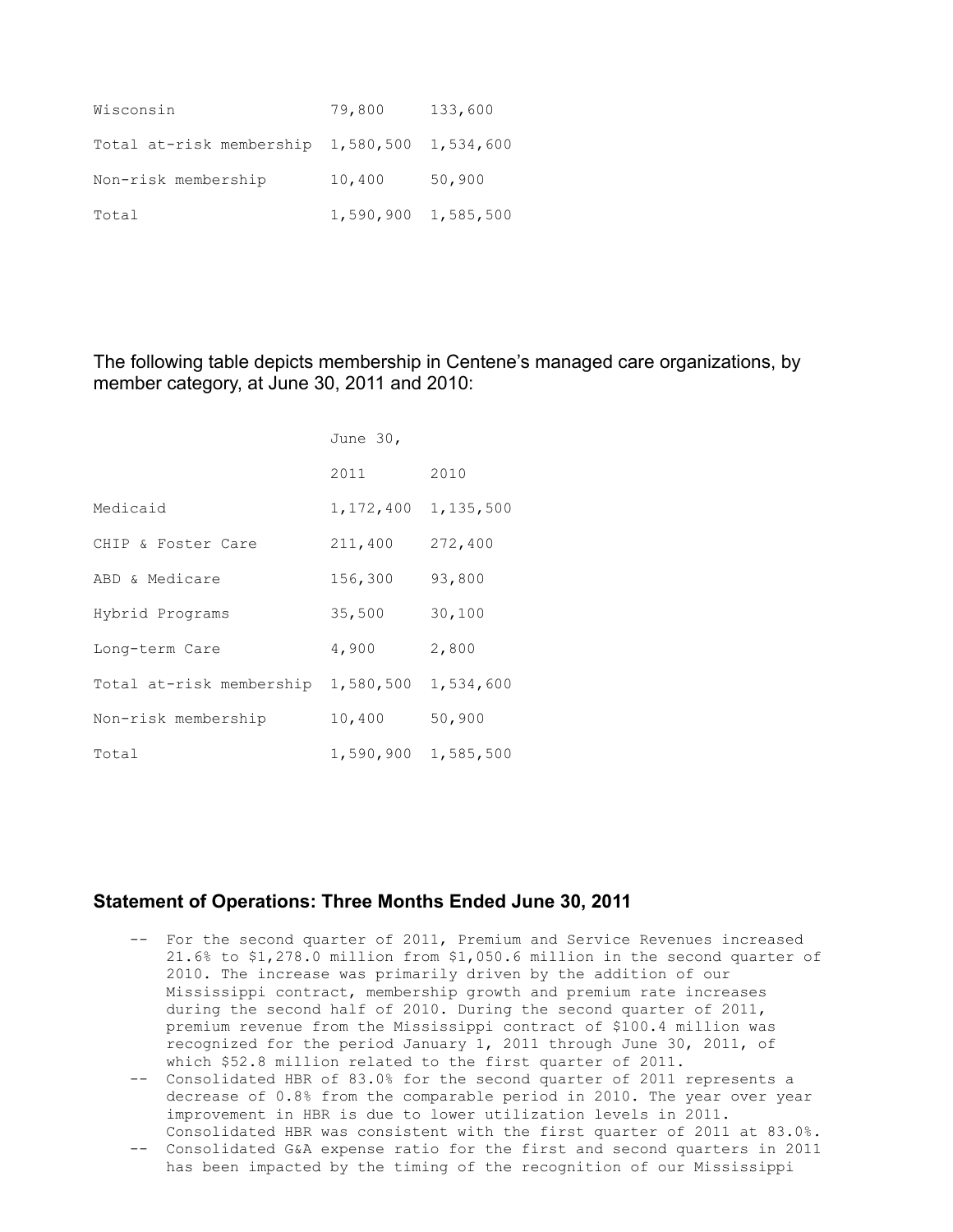| | | |
|---|---|---|
| Wisconsin | 79,800 | 133,600 |
| Total at-risk membership | 1,580,500 | 1,534,600 |
| Non-risk membership | 10,400 | 50,900 |
| Total | 1,590,900 | 1,585,500 |

The following table depicts membership in Centene's managed care organizations, by member category, at June 30, 2011 and 2010:

| | June 30, | |
|---|---|---|
| | 2011 | 2010 |
| Medicaid | 1,172,400 | 1,135,500 |
| CHIP & Foster Care | 211,400 | 272,400 |
| ABD & Medicare | 156,300 | 93,800 |
| Hybrid Programs | 35,500 | 30,100 |
| Long-term Care | 4,900 | 2,800 |
| Total at-risk membership | 1,580,500 | 1,534,600 |
| Non-risk membership | 10,400 | 50,900 |
| Total | 1,590,900 | 1,585,500 |

### Statement of Operations: Three Months Ended June 30, 2011

- For the second quarter of 2011, Premium and Service Revenues increased 21.6% to $1,278.0 million from $1,050.6 million in the second quarter of 2010. The increase was primarily driven by the addition of our Mississippi contract, membership growth and premium rate increases during the second half of 2010. During the second quarter of 2011, premium revenue from the Mississippi contract of $100.4 million was recognized for the period January 1, 2011 through June 30, 2011, of which $52.8 million related to the first quarter of 2011.
- Consolidated HBR of 83.0% for the second quarter of 2011 represents a decrease of 0.8% from the comparable period in 2010. The year over year improvement in HBR is due to lower utilization levels in 2011. Consolidated HBR was consistent with the first quarter of 2011 at 83.0%.
- Consolidated G&A expense ratio for the first and second quarters in 2011 has been impacted by the timing of the recognition of our Mississippi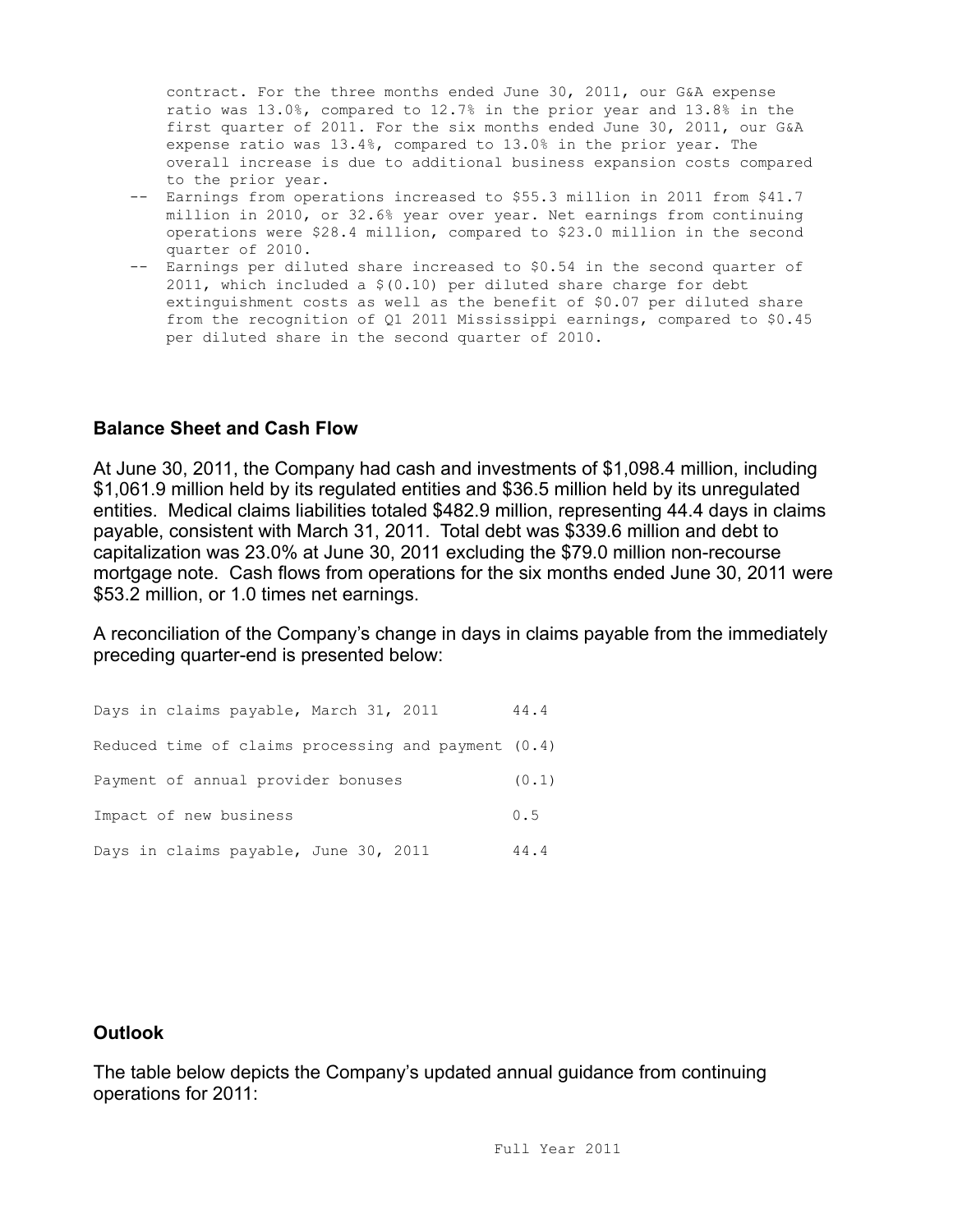contract. For the three months ended June 30, 2011, our G&A expense ratio was 13.0%, compared to 12.7% in the prior year and 13.8% in the first quarter of 2011. For the six months ended June 30, 2011, our G&A expense ratio was 13.4%, compared to 13.0% in the prior year. The overall increase is due to additional business expansion costs compared to the prior year.

-- Earnings from operations increased to $55.3 million in 2011 from $41.7 million in 2010, or 32.6% year over year. Net earnings from continuing operations were $28.4 million, compared to $23.0 million in the second quarter of 2010.

-- Earnings per diluted share increased to $0.54 in the second quarter of 2011, which included a $(0.10) per diluted share charge for debt extinguishment costs as well as the benefit of $0.07 per diluted share from the recognition of Q1 2011 Mississippi earnings, compared to $0.45 per diluted share in the second quarter of 2010.

**Balance Sheet and Cash Flow**

At June 30, 2011, the Company had cash and investments of $1,098.4 million, including $1,061.9 million held by its regulated entities and $36.5 million held by its unregulated entities. Medical claims liabilities totaled $482.9 million, representing 44.4 days in claims payable, consistent with March 31, 2011. Total debt was $339.6 million and debt to capitalization was 23.0% at June 30, 2011 excluding the $79.0 million non-recourse mortgage note. Cash flows from operations for the six months ended June 30, 2011 were $53.2 million, or 1.0 times net earnings.

A reconciliation of the Company's change in days in claims payable from the immediately preceding quarter-end is presented below:

| | |
|---|---|
| Days in claims payable, March 31, 2011 | 44.4 |
| Reduced time of claims processing and payment | (0.4) |
| Payment of annual provider bonuses | (0.1) |
| Impact of new business | 0.5 |
| Days in claims payable, June 30, 2011 | 44.4 |

**Outlook**

The table below depicts the Company's updated annual guidance from continuing operations for 2011:

Full Year 2011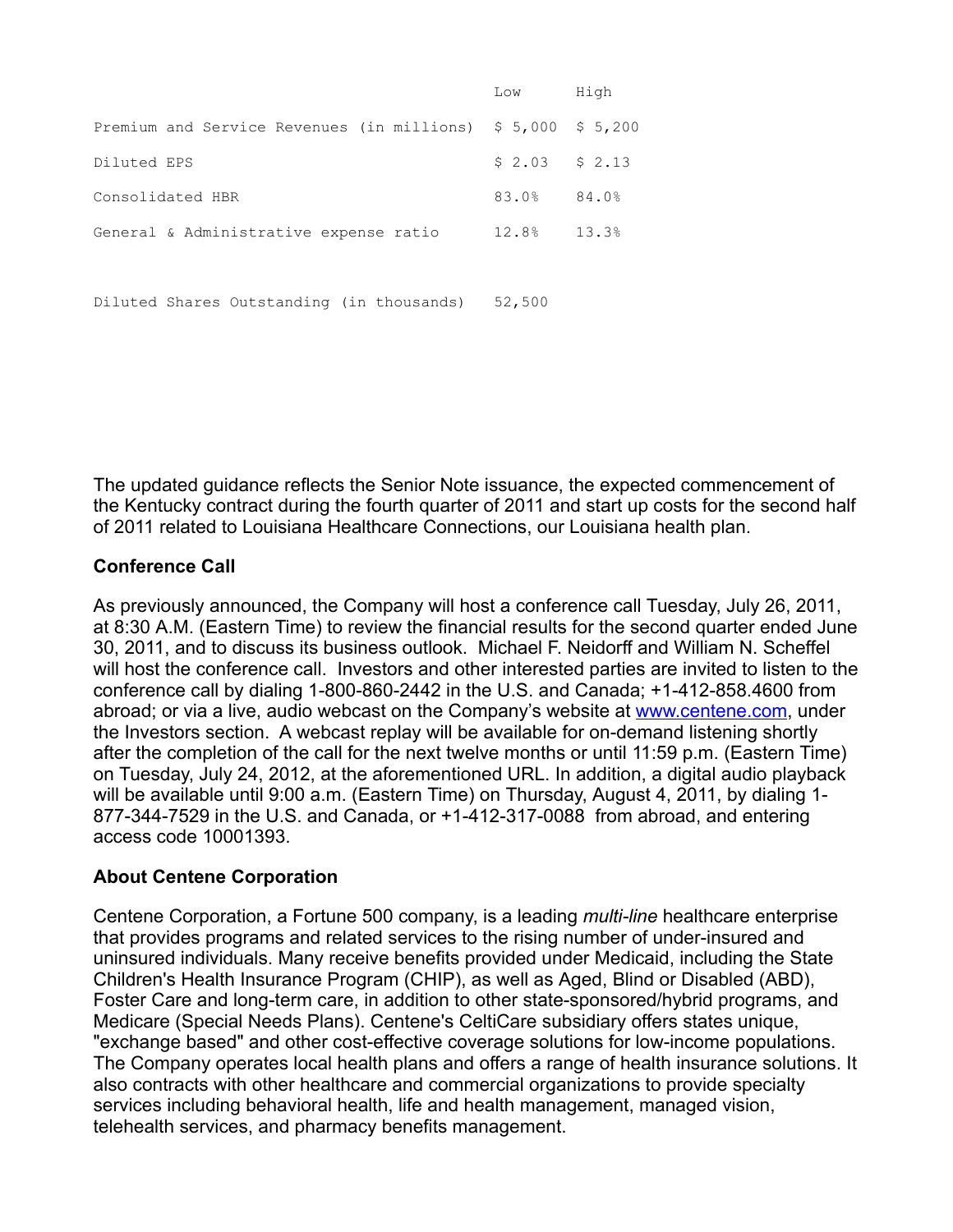| | Low | High |
|---|---|---|
| Premium and Service Revenues (in millions) | $ 5,000 | $ 5,200 |
| Diluted EPS | $ 2.03 | $ 2.13 |
| Consolidated HBR | 83.0% | 84.0% |
| General & Administrative expense ratio | 12.8% | 13.3% |
| | | |
| Diluted Shares Outstanding (in thousands) | 52,500 | |

The updated guidance reflects the Senior Note issuance, the expected commencement of the Kentucky contract during the fourth quarter of 2011 and start up costs for the second half of 2011 related to Louisiana Healthcare Connections, our Louisiana health plan.

**Conference Call**

As previously announced, the Company will host a conference call Tuesday, July 26, 2011, at 8:30 A.M. (Eastern Time) to review the financial results for the second quarter ended June 30, 2011, and to discuss its business outlook. Michael F. Neidorff and William N. Scheffel will host the conference call. Investors and other interested parties are invited to listen to the conference call by dialing 1-800-860-2442 in the U.S. and Canada; +1-412-858.4600 from abroad; or via a live, audio webcast on the Company's website at www.centene.com, under the Investors section. A webcast replay will be available for on-demand listening shortly after the completion of the call for the next twelve months or until 11:59 p.m. (Eastern Time) on Tuesday, July 24, 2012, at the aforementioned URL. In addition, a digital audio playback will be available until 9:00 a.m. (Eastern Time) on Thursday, August 4, 2011, by dialing 1-877-344-7529 in the U.S. and Canada, or +1-412-317-0088 from abroad, and entering access code 10001393.

**About Centene Corporation**

Centene Corporation, a Fortune 500 company, is a leading *multi-line* healthcare enterprise that provides programs and related services to the rising number of under-insured and uninsured individuals. Many receive benefits provided under Medicaid, including the State Children's Health Insurance Program (CHIP), as well as Aged, Blind or Disabled (ABD), Foster Care and long-term care, in addition to other state-sponsored/hybrid programs, and Medicare (Special Needs Plans). Centene's CeltiCare subsidiary offers states unique, "exchange based" and other cost-effective coverage solutions for low-income populations. The Company operates local health plans and offers a range of health insurance solutions. It also contracts with other healthcare and commercial organizations to provide specialty services including behavioral health, life and health management, managed vision, telehealth services, and pharmacy benefits management.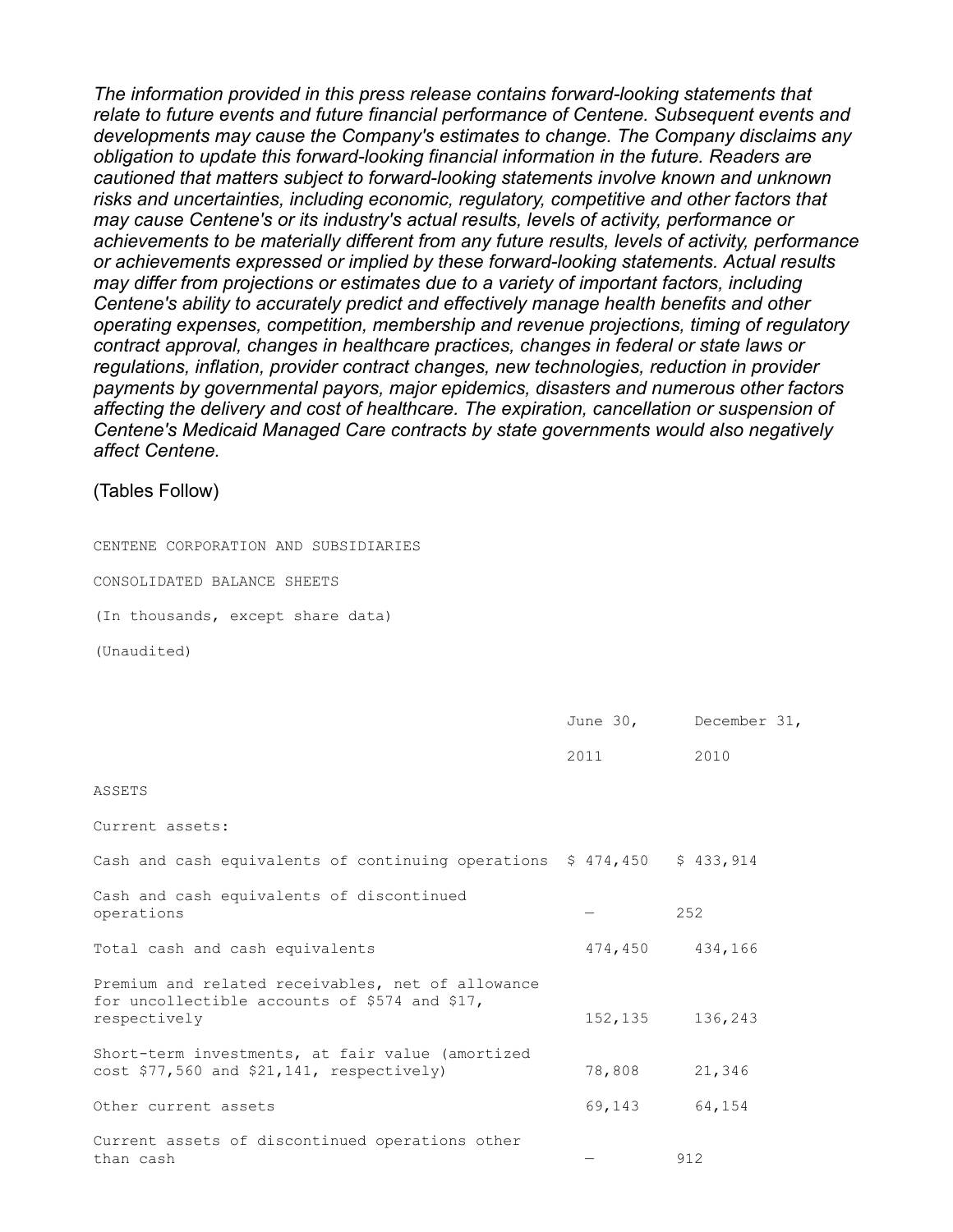*The information provided in this press release contains forward-looking statements that relate to future events and future financial performance of Centene. Subsequent events and developments may cause the Company's estimates to change. The Company disclaims any obligation to update this forward-looking financial information in the future. Readers are cautioned that matters subject to forward-looking statements involve known and unknown risks and uncertainties, including economic, regulatory, competitive and other factors that may cause Centene's or its industry's actual results, levels of activity, performance or achievements to be materially different from any future results, levels of activity, performance or achievements expressed or implied by these forward-looking statements. Actual results may differ from projections or estimates due to a variety of important factors, including Centene's ability to accurately predict and effectively manage health benefits and other operating expenses, competition, membership and revenue projections, timing of regulatory contract approval, changes in healthcare practices, changes in federal or state laws or regulations, inflation, provider contract changes, new technologies, reduction in provider payments by governmental payors, major epidemics, disasters and numerous other factors affecting the delivery and cost of healthcare. The expiration, cancellation or suspension of Centene's Medicaid Managed Care contracts by state governments would also negatively affect Centene.*

(Tables Follow)

CENTENE CORPORATION AND SUBSIDIARIES

CONSOLIDATED BALANCE SHEETS

(In thousands, except share data)

(Unaudited)

| | June 30, 2011 | December 31, 2010 |
|---|---|---|
| ASSETS | | |
| Current assets: | | |
| Cash and cash equivalents of continuing operations | $ 474,450 | $ 433,914 |
| Cash and cash equivalents of discontinued operations | — | 252 |
| Total cash and cash equivalents | 474,450 | 434,166 |
| Premium and related receivables, net of allowance for uncollectible accounts of $574 and $17, respectively | 152,135 | 136,243 |
| Short-term investments, at fair value (amortized cost $77,560 and $21,141, respectively) | 78,808 | 21,346 |
| Other current assets | 69,143 | 64,154 |
| Current assets of discontinued operations other than cash | — | 912 |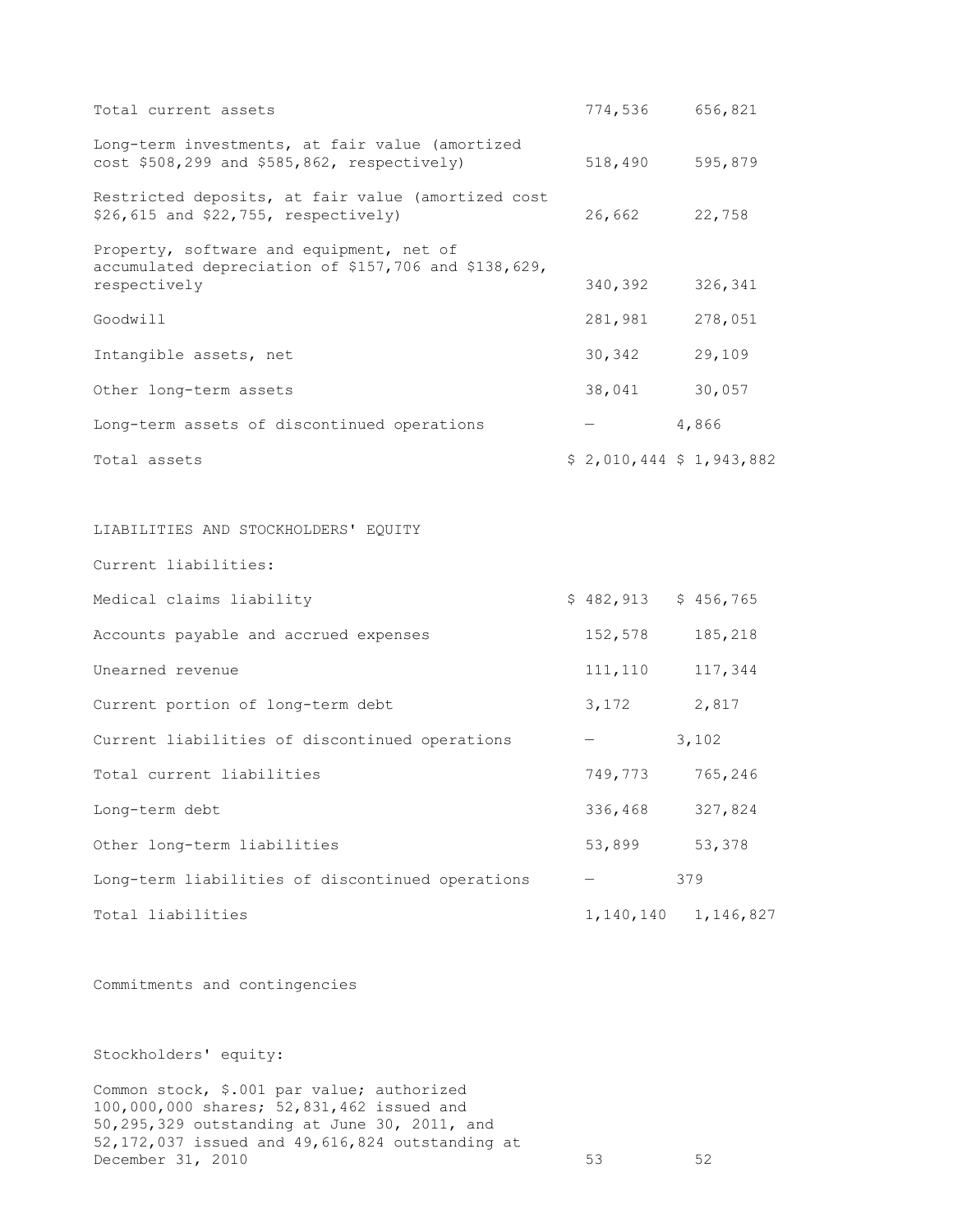| | | |
|---|---|---|
| Total current assets | 774,536 | 656,821 |
| Long-term investments, at fair value (amortized cost $508,299 and $585,862, respectively) | 518,490 | 595,879 |
| Restricted deposits, at fair value (amortized cost $26,615 and $22,755, respectively) | 26,662 | 22,758 |
| Property, software and equipment, net of accumulated depreciation of $157,706 and $138,629, respectively | 340,392 | 326,341 |
| Goodwill | 281,981 | 278,051 |
| Intangible assets, net | 30,342 | 29,109 |
| Other long-term assets | 38,041 | 30,057 |
| Long-term assets of discontinued operations | — | 4,866 |
| Total assets | $ 2,010,444 | $ 1,943,882 |

LIABILITIES AND STOCKHOLDERS' EQUITY

| | | |
|---|---|---|
| Current liabilities: | | |
| Medical claims liability | $ 482,913 | $ 456,765 |
| Accounts payable and accrued expenses | 152,578 | 185,218 |
| Unearned revenue | 111,110 | 117,344 |
| Current portion of long-term debt | 3,172 | 2,817 |
| Current liabilities of discontinued operations | — | 3,102 |
| Total current liabilities | 749,773 | 765,246 |
| Long-term debt | 336,468 | 327,824 |
| Other long-term liabilities | 53,899 | 53,378 |
| Long-term liabilities of discontinued operations | — | 379 |
| Total liabilities | 1,140,140 | 1,146,827 |

Commitments and contingencies

| | | |
|---|---|---|
| Stockholders' equity: | | |
| Common stock, $.001 par value; authorized 100,000,000 shares; 52,831,462 issued and 50,295,329 outstanding at June 30, 2011, and 52,172,037 issued and 49,616,824 outstanding at December 31, 2010 | 53 | 52 |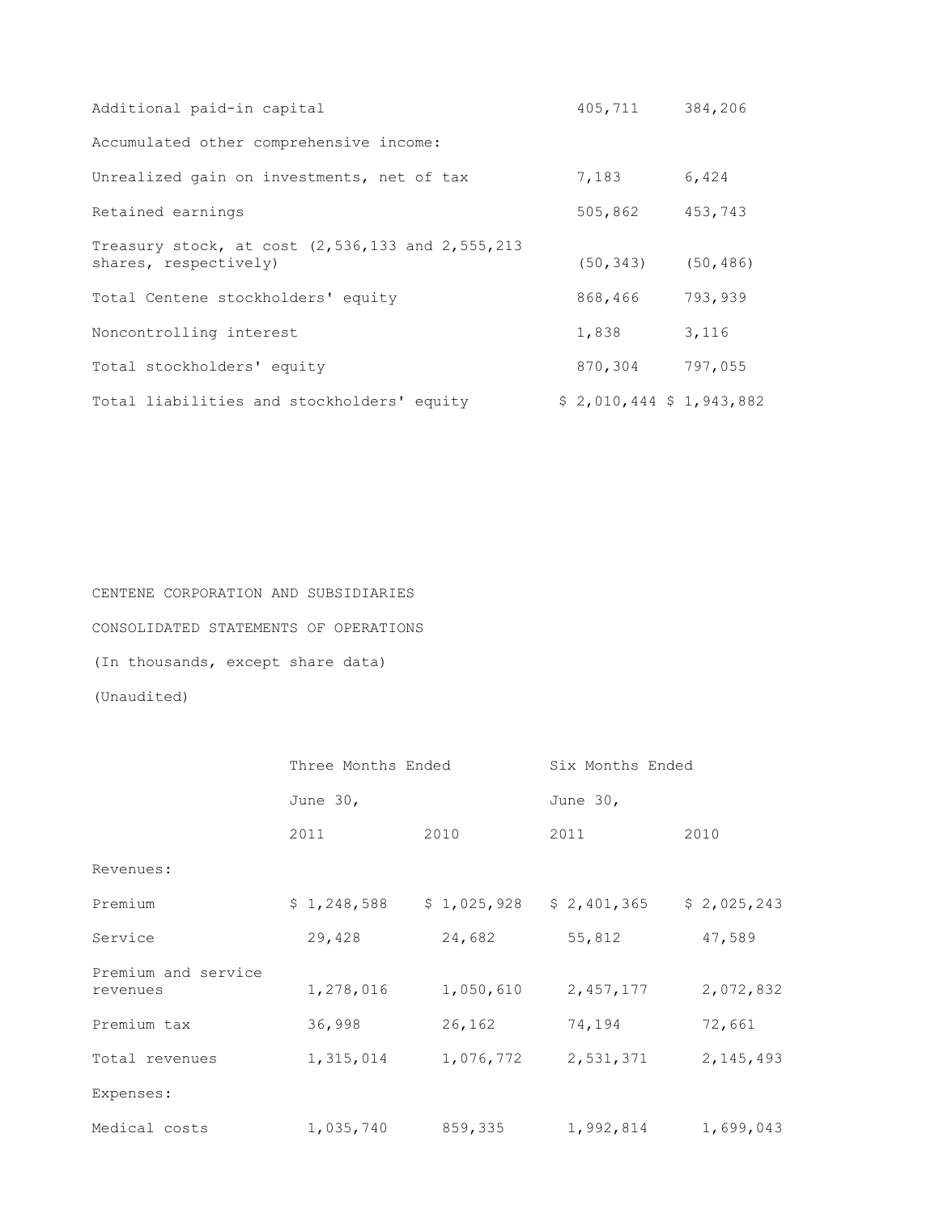| | | |
|---|---|---|
| Additional paid-in capital | 405,711 | 384,206 |
| Accumulated other comprehensive income: | | |
| Unrealized gain on investments, net of tax | 7,183 | 6,424 |
| Retained earnings | 505,862 | 453,743 |
| Treasury stock, at cost (2,536,133 and 2,555,213 shares, respectively) | (50,343) | (50,486) |
| Total Centene stockholders' equity | 868,466 | 793,939 |
| Noncontrolling interest | 1,838 | 3,116 |
| Total stockholders' equity | 870,304 | 797,055 |
| Total liabilities and stockholders' equity | $ 2,010,444 | $ 1,943,882 |

CENTENE CORPORATION AND SUBSIDIARIES

CONSOLIDATED STATEMENTS OF OPERATIONS

(In thousands, except share data)

(Unaudited)

| | Three Months Ended | | Six Months Ended | |
|---|---|---|---|---|
| | June 30, | | June 30, | |
| | 2011 | 2010 | 2011 | 2010 |
| Revenues: | | | | |
| Premium | $ 1,248,588 | $ 1,025,928 | $ 2,401,365 | $ 2,025,243 |
| Service | 29,428 | 24,682 | 55,812 | 47,589 |
| Premium and service revenues | 1,278,016 | 1,050,610 | 2,457,177 | 2,072,832 |
| Premium tax | 36,998 | 26,162 | 74,194 | 72,661 |
| Total revenues | 1,315,014 | 1,076,772 | 2,531,371 | 2,145,493 |
| Expenses: | | | | |
| Medical costs | 1,035,740 | 859,335 | 1,992,814 | 1,699,043 |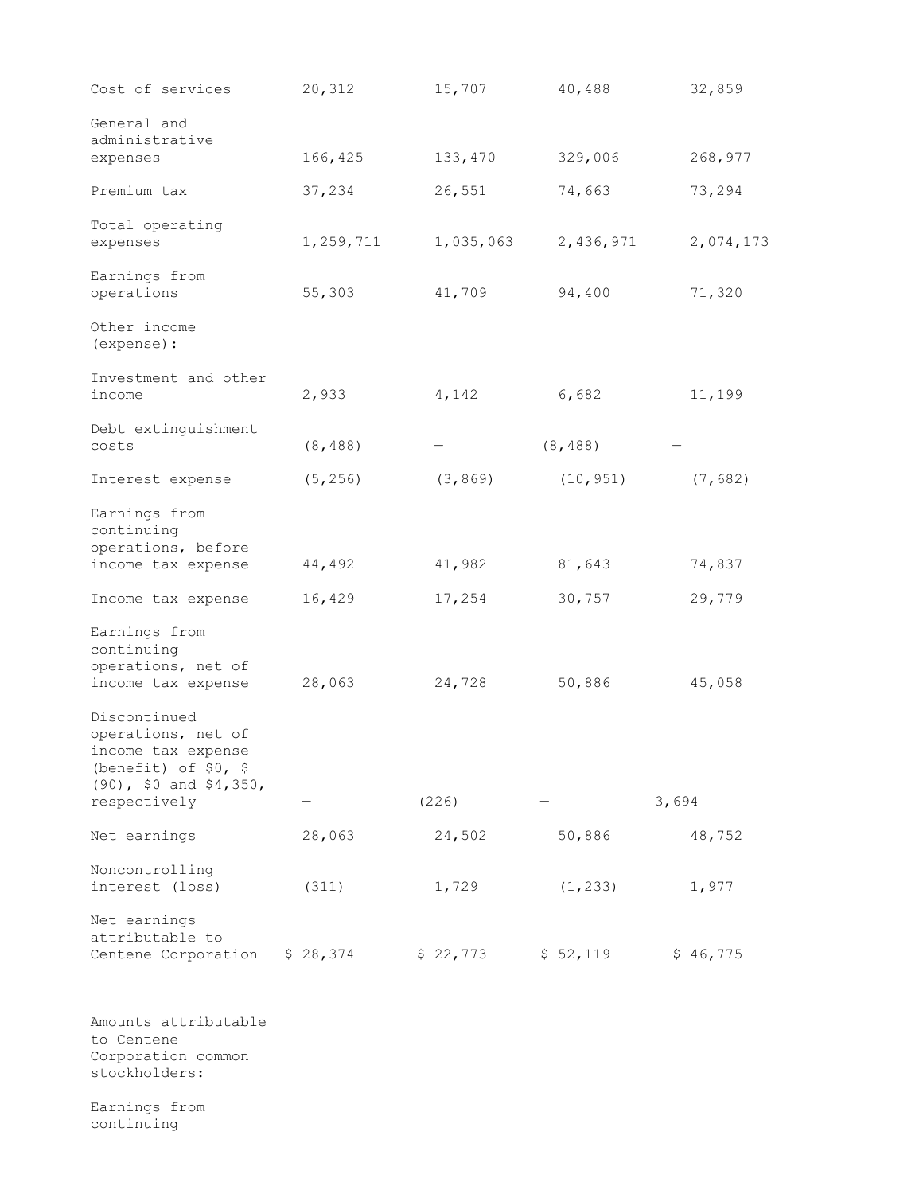| | | | | |
|---|---|---|---|---|
| Cost of services | 20,312 | 15,707 | 40,488 | 32,859 |
| General and administrative expenses | 166,425 | 133,470 | 329,006 | 268,977 |
| Premium tax | 37,234 | 26,551 | 74,663 | 73,294 |
| Total operating expenses | 1,259,711 | 1,035,063 | 2,436,971 | 2,074,173 |
| Earnings from operations | 55,303 | 41,709 | 94,400 | 71,320 |
| Other income (expense): | | | | |
| Investment and other income | 2,933 | 4,142 | 6,682 | 11,199 |
| Debt extinguishment costs | (8,488) | — | (8,488) | — |
| Interest expense | (5,256) | (3,869) | (10,951) | (7,682) |
| Earnings from continuing operations, before income tax expense | 44,492 | 41,982 | 81,643 | 74,837 |
| Income tax expense | 16,429 | 17,254 | 30,757 | 29,779 |
| Earnings from continuing operations, net of income tax expense | 28,063 | 24,728 | 50,886 | 45,058 |
| Discontinued operations, net of income tax expense (benefit) of $0, $(90), $0 and $4,350, respectively | — | (226) | — | 3,694 |
| Net earnings | 28,063 | 24,502 | 50,886 | 48,752 |
| Noncontrolling interest (loss) | (311) | 1,729 | (1,233) | 1,977 |
| Net earnings attributable to Centene Corporation | $ 28,374 | $ 22,773 | $ 52,119 | $ 46,775 |

Amounts attributable to Centene Corporation common stockholders:

Earnings from continuing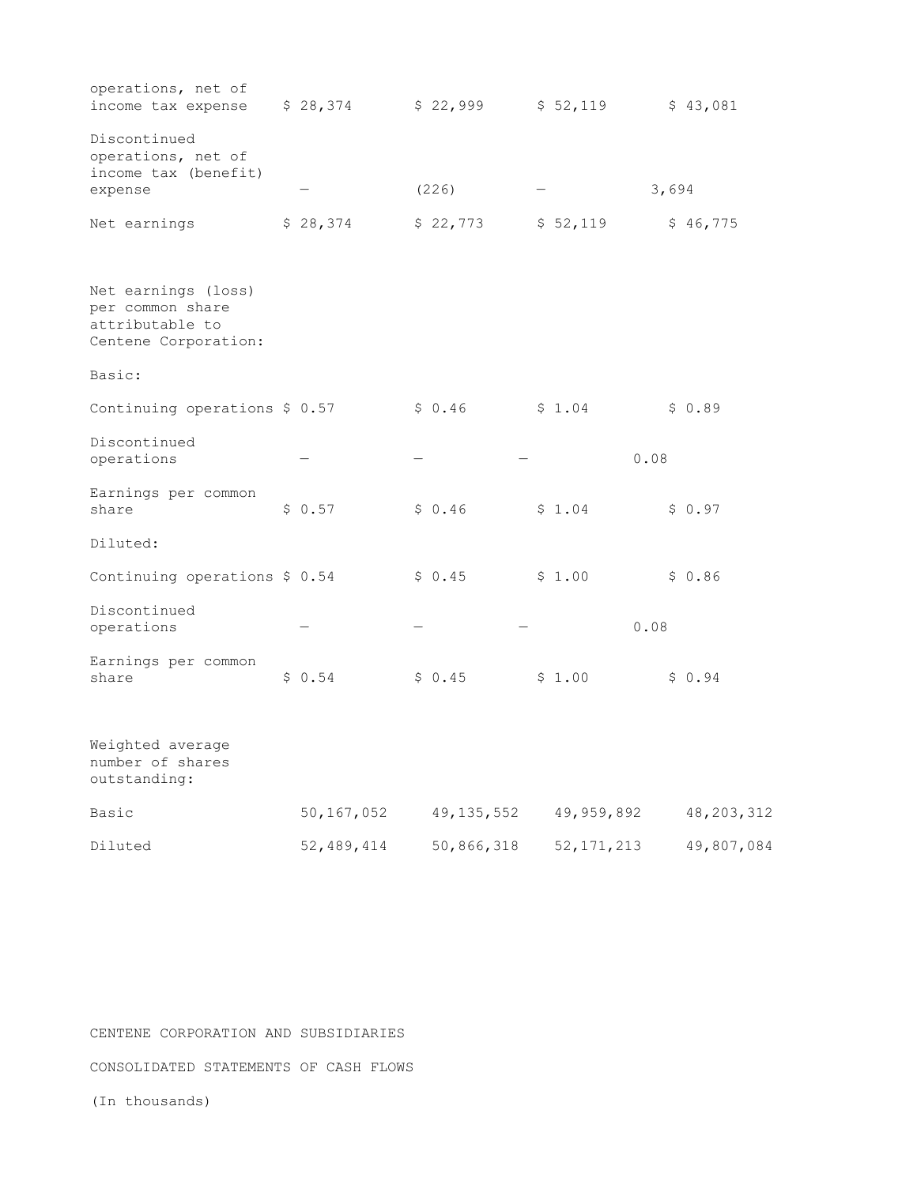| | | | | |
|---|---|---|---|---|
| operations, net of income tax expense | $ 28,374 | $ 22,999 | $ 52,119 | $ 43,081 |
| Discontinued operations, net of income tax (benefit) expense | — | (226) | — | 3,694 |
| Net earnings | $ 28,374 | $ 22,773 | $ 52,119 | $ 46,775 |
| | | | | |
| Net earnings (loss) per common share attributable to Centene Corporation: | | | | |
| Basic: | | | | |
| Continuing operations | $ 0.57 | $ 0.46 | $ 1.04 | $ 0.89 |
| Discontinued operations | — | — | — | 0.08 |
| Earnings per common share | $ 0.57 | $ 0.46 | $ 1.04 | $ 0.97 |
| Diluted: | | | | |
| Continuing operations | $ 0.54 | $ 0.45 | $ 1.00 | $ 0.86 |
| Discontinued operations | — | — | — | 0.08 |
| Earnings per common share | $ 0.54 | $ 0.45 | $ 1.00 | $ 0.94 |
| | | | | |
| Weighted average number of shares outstanding: | | | | |
| Basic | 50,167,052 | 49,135,552 | 49,959,892 | 48,203,312 |
| Diluted | 52,489,414 | 50,866,318 | 52,171,213 | 49,807,084 |

CENTENE CORPORATION AND SUBSIDIARIES

CONSOLIDATED STATEMENTS OF CASH FLOWS

(In thousands)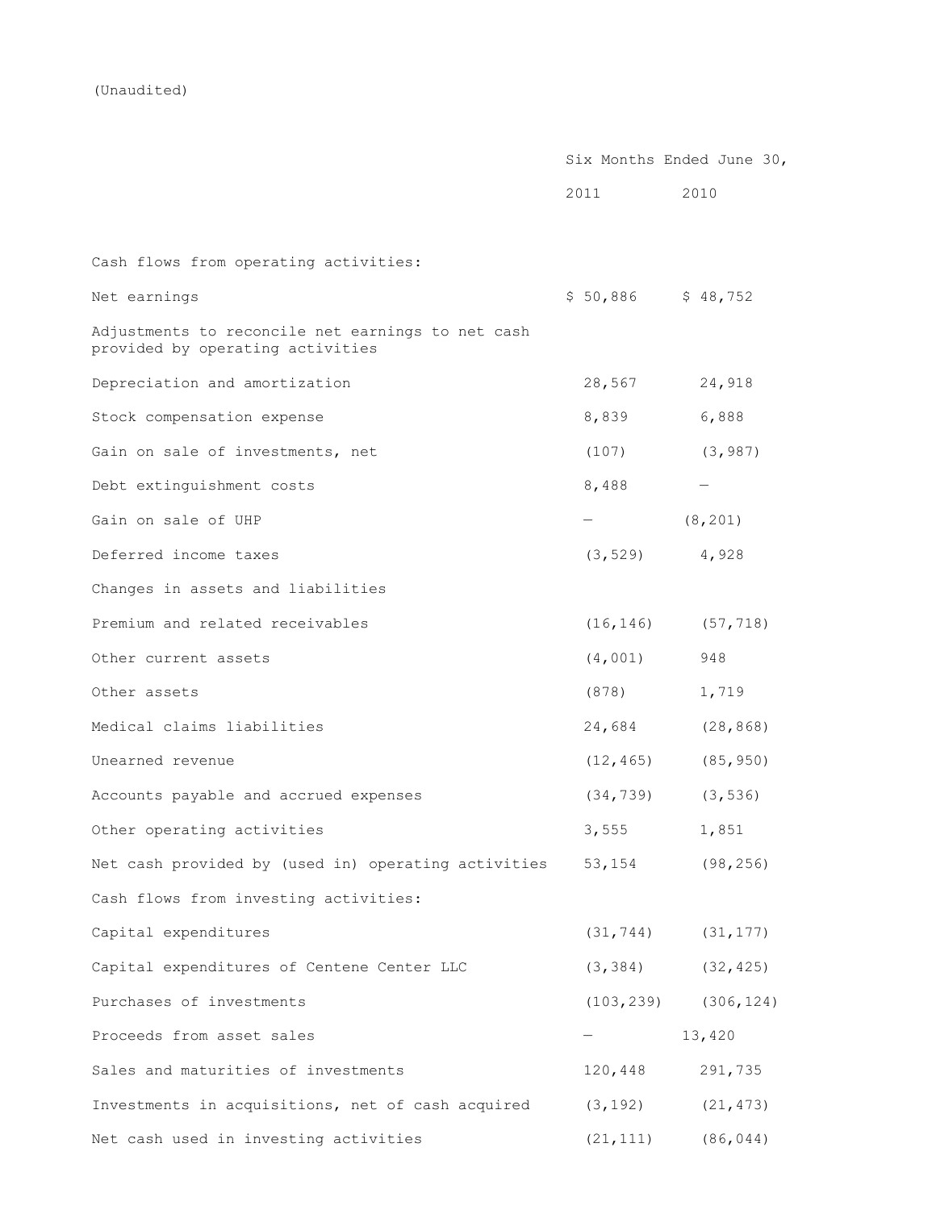(Unaudited)

| | Six Months Ended June 30, | |
|---|---|---|
| | 2011 | 2010 |
| Cash flows from operating activities: | | |
| Net earnings | $ 50,886 | $ 48,752 |
| Adjustments to reconcile net earnings to net cash provided by operating activities | | |
| Depreciation and amortization | 28,567 | 24,918 |
| Stock compensation expense | 8,839 | 6,888 |
| Gain on sale of investments, net | (107) | (3,987) |
| Debt extinguishment costs | 8,488 | — |
| Gain on sale of UHP | — | (8,201) |
| Deferred income taxes | (3,529) | 4,928 |
| Changes in assets and liabilities | | |
| Premium and related receivables | (16,146) | (57,718) |
| Other current assets | (4,001) | 948 |
| Other assets | (878) | 1,719 |
| Medical claims liabilities | 24,684 | (28,868) |
| Unearned revenue | (12,465) | (85,950) |
| Accounts payable and accrued expenses | (34,739) | (3,536) |
| Other operating activities | 3,555 | 1,851 |
| Net cash provided by (used in) operating activities | 53,154 | (98,256) |
| Cash flows from investing activities: | | |
| Capital expenditures | (31,744) | (31,177) |
| Capital expenditures of Centene Center LLC | (3,384) | (32,425) |
| Purchases of investments | (103,239) | (306,124) |
| Proceeds from asset sales | — | 13,420 |
| Sales and maturities of investments | 120,448 | 291,735 |
| Investments in acquisitions, net of cash acquired | (3,192) | (21,473) |
| Net cash used in investing activities | (21,111) | (86,044) |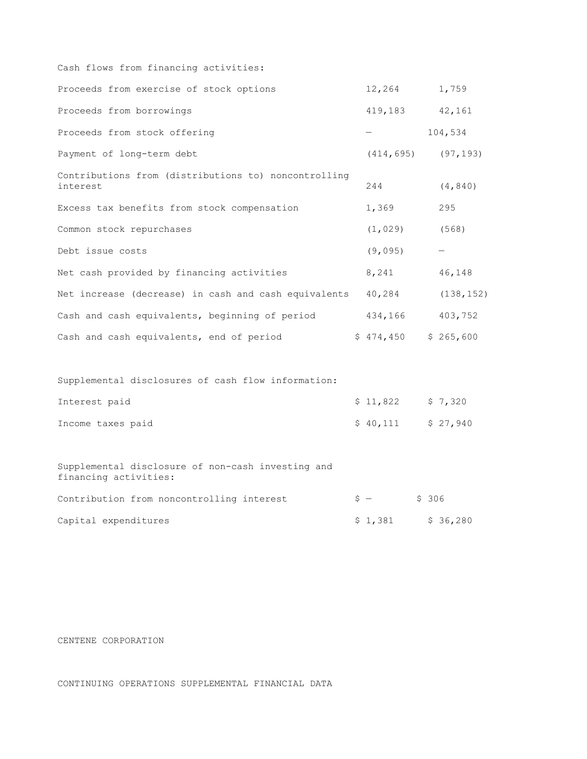| | | |
|---|---|---|
| Cash flows from financing activities: | | |
| Proceeds from exercise of stock options | 12,264 | 1,759 |
| Proceeds from borrowings | 419,183 | 42,161 |
| Proceeds from stock offering | — | 104,534 |
| Payment of long-term debt | (414,695) | (97,193) |
| Contributions from (distributions to) noncontrolling interest | 244 | (4,840) |
| Excess tax benefits from stock compensation | 1,369 | 295 |
| Common stock repurchases | (1,029) | (568) |
| Debt issue costs | (9,095) | — |
| Net cash provided by financing activities | 8,241 | 46,148 |
| Net increase (decrease) in cash and cash equivalents | 40,284 | (138,152) |
| Cash and cash equivalents, beginning of period | 434,166 | 403,752 |
| Cash and cash equivalents, end of period | $ 474,450 | $ 265,600 |
| | | |
| Supplemental disclosures of cash flow information: | | |
| Interest paid | $ 11,822 | $ 7,320 |
| Income taxes paid | $ 40,111 | $ 27,940 |
| | | |
| Supplemental disclosure of non-cash investing and financing activities: | | |
| Contribution from noncontrolling interest | $ — | $ 306 |
| Capital expenditures | $ 1,381 | $ 36,280 |

CENTENE CORPORATION

CONTINUING OPERATIONS SUPPLEMENTAL FINANCIAL DATA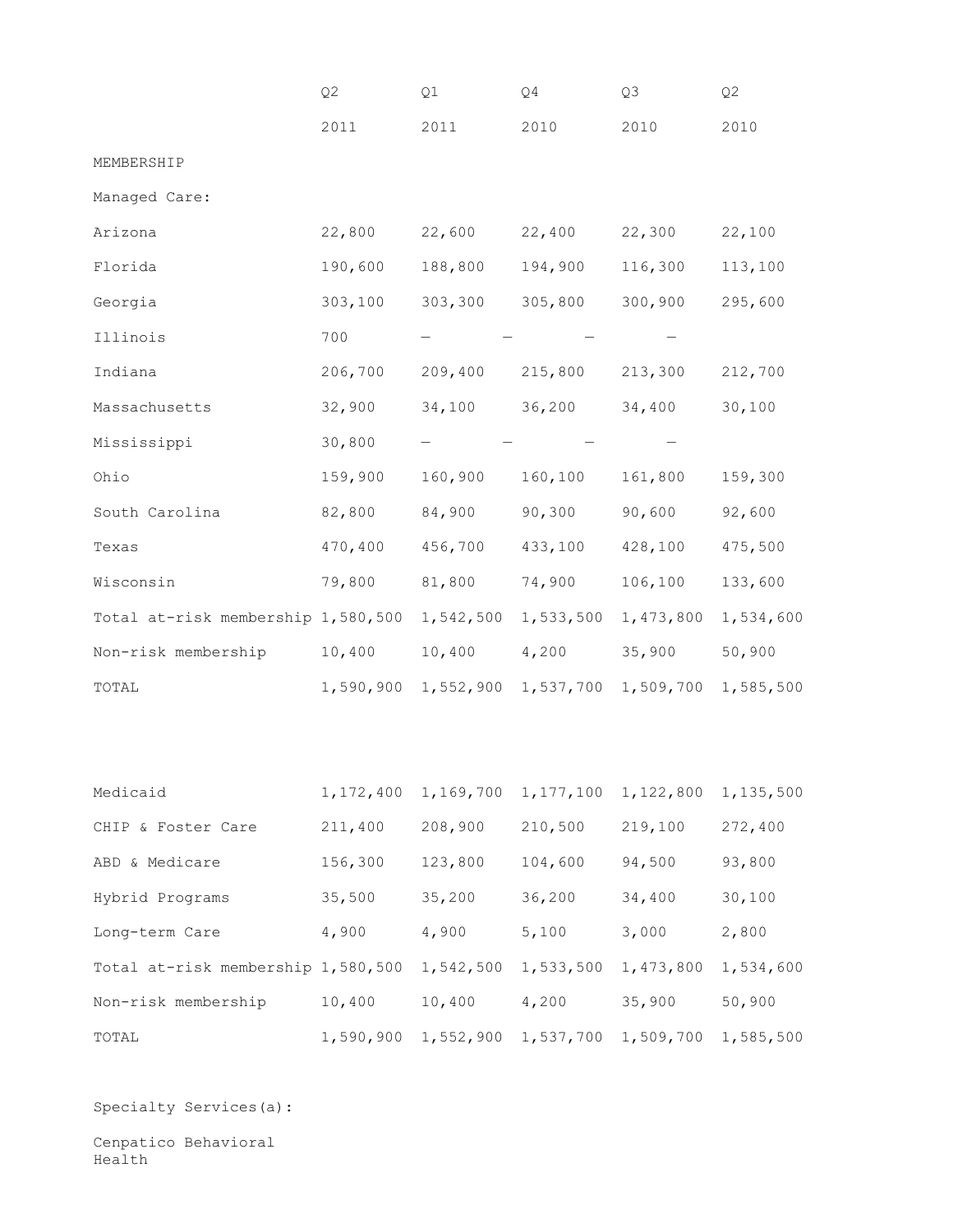| | Q2 2011 | Q1 2011 | Q4 2010 | Q3 2010 | Q2 2010 |
|---|---|---|---|---|---|
| MEMBERSHIP | | | | | |
| Managed Care: | | | | | |
| Arizona | 22,800 | 22,600 | 22,400 | 22,300 | 22,100 |
| Florida | 190,600 | 188,800 | 194,900 | 116,300 | 113,100 |
| Georgia | 303,100 | 303,300 | 305,800 | 300,900 | 295,600 |
| Illinois | 700 | — | — | — | — |
| Indiana | 206,700 | 209,400 | 215,800 | 213,300 | 212,700 |
| Massachusetts | 32,900 | 34,100 | 36,200 | 34,400 | 30,100 |
| Mississippi | 30,800 | — | — | — | — |
| Ohio | 159,900 | 160,900 | 160,100 | 161,800 | 159,300 |
| South Carolina | 82,800 | 84,900 | 90,300 | 90,600 | 92,600 |
| Texas | 470,400 | 456,700 | 433,100 | 428,100 | 475,500 |
| Wisconsin | 79,800 | 81,800 | 74,900 | 106,100 | 133,600 |
| Total at-risk membership | 1,580,500 | 1,542,500 | 1,533,500 | 1,473,800 | 1,534,600 |
| Non-risk membership | 10,400 | 10,400 | 4,200 | 35,900 | 50,900 |
| TOTAL | 1,590,900 | 1,552,900 | 1,537,700 | 1,509,700 | 1,585,500 |
| | | | | | |
| Medicaid | 1,172,400 | 1,169,700 | 1,177,100 | 1,122,800 | 1,135,500 |
| CHIP & Foster Care | 211,400 | 208,900 | 210,500 | 219,100 | 272,400 |
| ABD & Medicare | 156,300 | 123,800 | 104,600 | 94,500 | 93,800 |
| Hybrid Programs | 35,500 | 35,200 | 36,200 | 34,400 | 30,100 |
| Long-term Care | 4,900 | 4,900 | 5,100 | 3,000 | 2,800 |
| Total at-risk membership | 1,580,500 | 1,542,500 | 1,533,500 | 1,473,800 | 1,534,600 |
| Non-risk membership | 10,400 | 10,400 | 4,200 | 35,900 | 50,900 |
| TOTAL | 1,590,900 | 1,552,900 | 1,537,700 | 1,509,700 | 1,585,500 |

Specialty Services(a):

Cenpatico Behavioral Health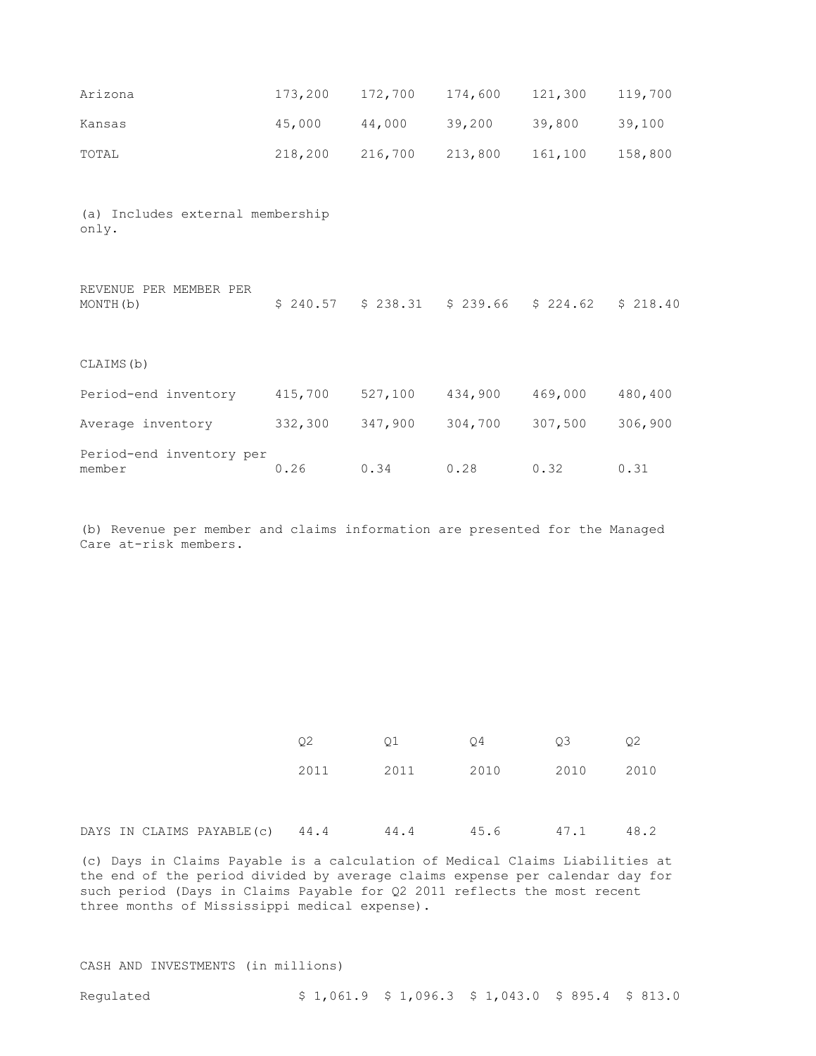| | | | | | |
|---|---|---|---|---|---|
| Arizona | 173,200 | 172,700 | 174,600 | 121,300 | 119,700 |
| Kansas | 45,000 | 44,000 | 39,200 | 39,800 | 39,100 |
| TOTAL | 218,200 | 216,700 | 213,800 | 161,100 | 158,800 |

(a) Includes external membership only.

| | | | | | |
|---|---|---|---|---|---|
| REVENUE PER MEMBER PER MONTH(b) | $ 240.57 | $ 238.31 | $ 239.66 | $ 224.62 | $ 218.40 |
| CLAIMS(b) | | | | | |
| Period-end inventory | 415,700 | 527,100 | 434,900 | 469,000 | 480,400 |
| Average inventory | 332,300 | 347,900 | 304,700 | 307,500 | 306,900 |
| Period-end inventory per member | 0.26 | 0.34 | 0.28 | 0.32 | 0.31 |

(b) Revenue per member and claims information are presented for the Managed Care at-risk members.

| | Q2 2011 | Q1 2011 | Q4 2010 | Q3 2010 | Q2 2010 |
|---|---|---|---|---|---|
| DAYS IN CLAIMS PAYABLE(c) | 44.4 | 44.4 | 45.6 | 47.1 | 48.2 |

(c) Days in Claims Payable is a calculation of Medical Claims Liabilities at the end of the period divided by average claims expense per calendar day for such period (Days in Claims Payable for Q2 2011 reflects the most recent three months of Mississippi medical expense).

| CASH AND INVESTMENTS (in millions) | | | | | |
|---|---|---|---|---|---|
| Regulated | $ 1,061.9 | $ 1,096.3 | $ 1,043.0 | $ 895.4 | $ 813.0 |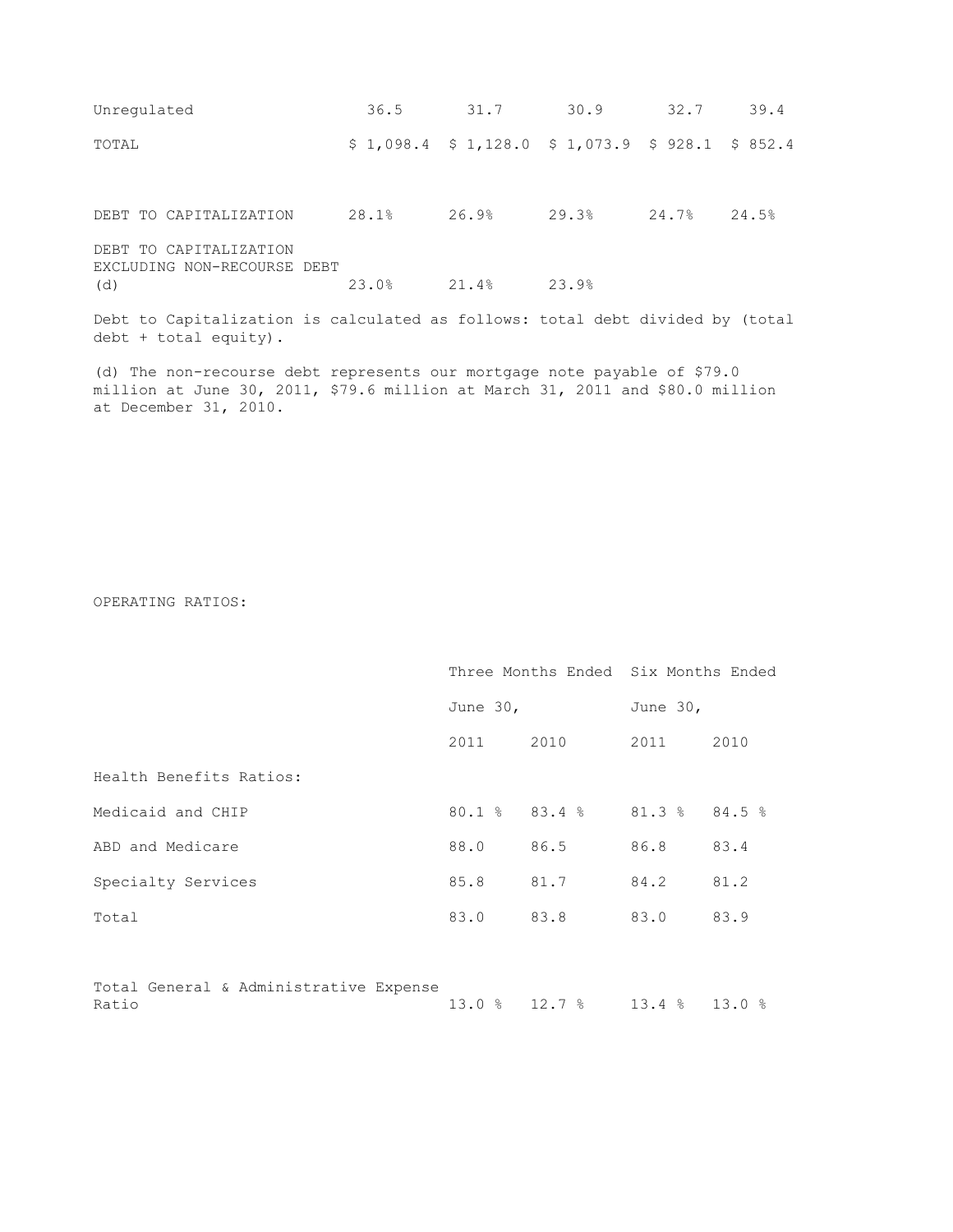| | | | | | |
|---|---|---|---|---|---|
| Unregulated | 36.5 | 31.7 | 30.9 | 32.7 | 39.4 |
| TOTAL | $ 1,098.4 | $ 1,128.0 | $ 1,073.9 | $ 928.1 | $ 852.4 |
| | | | | | |
| DEBT TO CAPITALIZATION | 28.1% | 26.9% | 29.3% | 24.7% | 24.5% |
| DEBT TO CAPITALIZATION EXCLUDING NON-RECOURSE DEBT (d) | 23.0% | 21.4% | 23.9% | | |

Debt to Capitalization is calculated as follows: total debt divided by (total debt + total equity).

(d) The non-recourse debt represents our mortgage note payable of $79.0 million at June 30, 2011, $79.6 million at March 31, 2011 and $80.0 million at December 31, 2010.

OPERATING RATIOS:

| | Three Months Ended | | Six Months Ended | |
|---|---|---|---|---|
| | June 30, | | June 30, | |
| | 2011 | 2010 | 2011 | 2010 |
| Health Benefits Ratios: | | | | |
| Medicaid and CHIP | 80.1 % | 83.4 % | 81.3 % | 84.5 % |
| ABD and Medicare | 88.0 | 86.5 | 86.8 | 83.4 |
| Specialty Services | 85.8 | 81.7 | 84.2 | 81.2 |
| Total | 83.0 | 83.8 | 83.0 | 83.9 |
| | | | | |
| Total General & Administrative Expense Ratio | 13.0 % | 12.7 % | 13.4 % | 13.0 % |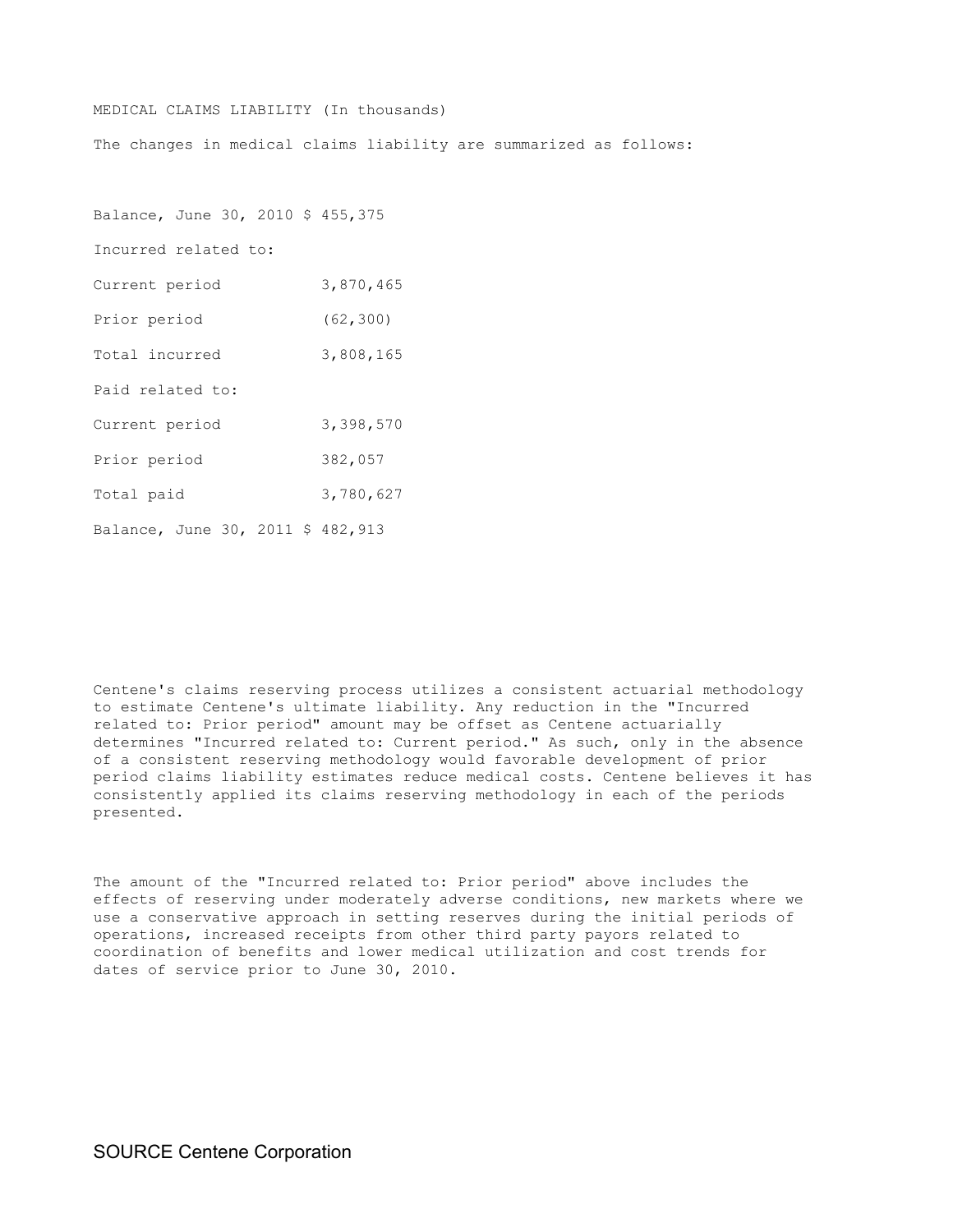MEDICAL CLAIMS LIABILITY (In thousands)

The changes in medical claims liability are summarized as follows:

| | |
|---|---|
| Balance, June 30, 2010 | $ 455,375 |
| Incurred related to: | |
| Current period | 3,870,465 |
| Prior period | (62,300) |
| Total incurred | 3,808,165 |
| Paid related to: | |
| Current period | 3,398,570 |
| Prior period | 382,057 |
| Total paid | 3,780,627 |
| Balance, June 30, 2011 | $ 482,913 |

Centene's claims reserving process utilizes a consistent actuarial methodology to estimate Centene's ultimate liability. Any reduction in the "Incurred related to: Prior period" amount may be offset as Centene actuarially determines "Incurred related to: Current period." As such, only in the absence of a consistent reserving methodology would favorable development of prior period claims liability estimates reduce medical costs. Centene believes it has consistently applied its claims reserving methodology in each of the periods presented.

The amount of the "Incurred related to: Prior period" above includes the effects of reserving under moderately adverse conditions, new markets where we use a conservative approach in setting reserves during the initial periods of operations, increased receipts from other third party payors related to coordination of benefits and lower medical utilization and cost trends for dates of service prior to June 30, 2010.

SOURCE Centene Corporation